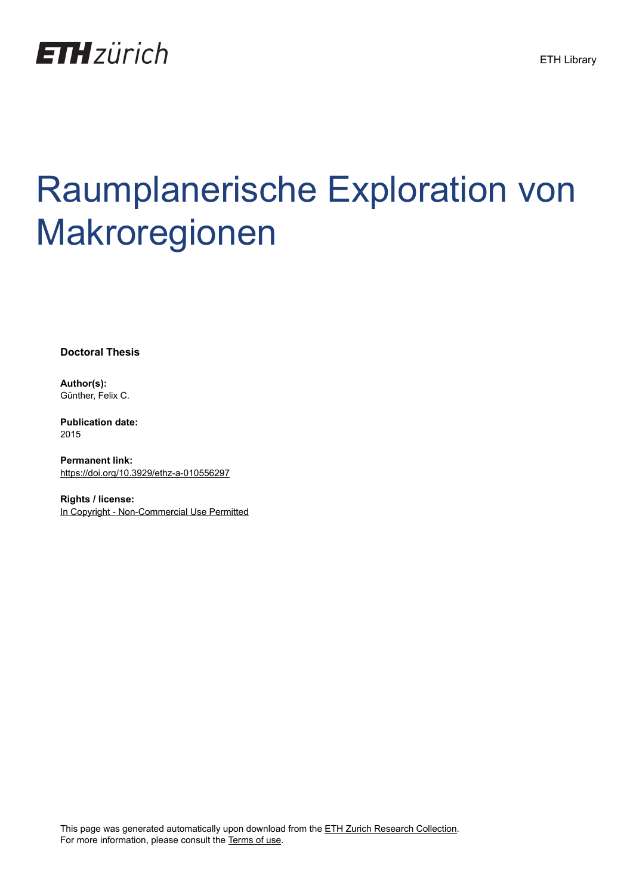ETH zürich

ETH Library

# Raumplanerische Exploration von Makroregionen

**Doctoral Thesis**

**Author(s):**
Günther, Felix C.

**Publication date:**
2015

**Permanent link:**
https://doi.org/10.3929/ethz-a-010556297

**Rights / license:**
In Copyright - Non-Commercial Use Permitted

This page was generated automatically upon download from the ETH Zurich Research Collection.
For more information, please consult the Terms of use.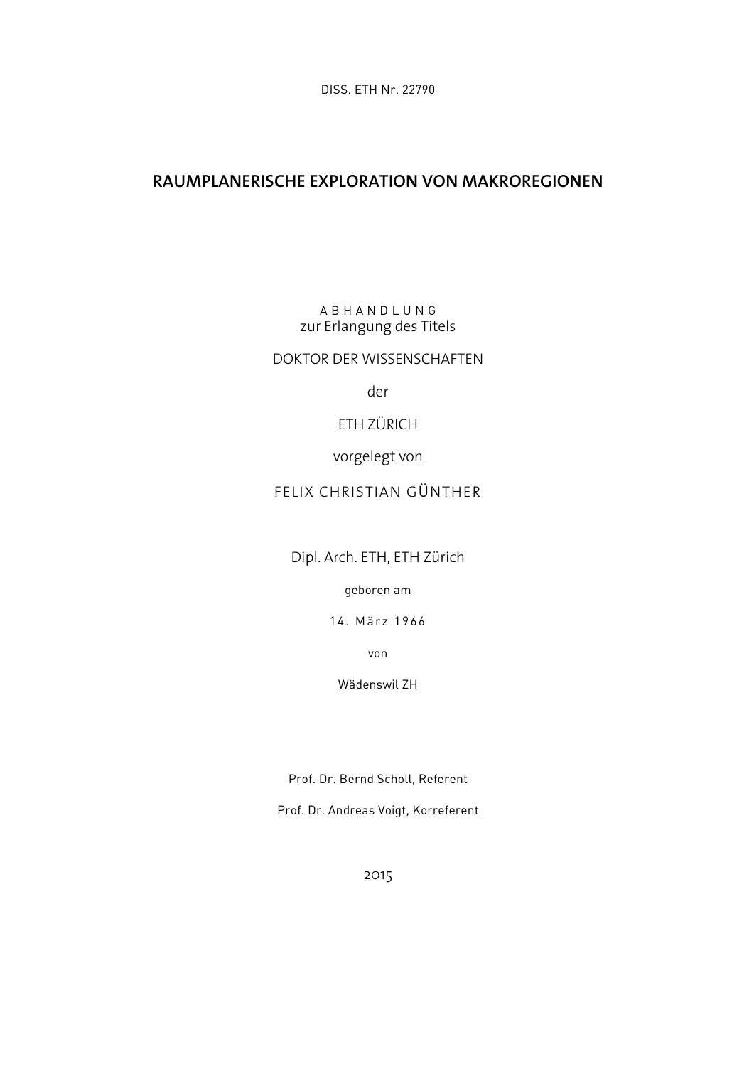DISS. ETH Nr. 22790

# RAUMPLANERISCHE EXPLORATION VON MAKROREGIONEN

A B H A N D L U N G
zur Erlangung des Titels

DOKTOR DER WISSENSCHAFTEN

der

ETH ZÜRICH

vorgelegt von

FELIX CHRISTIAN GÜNTHER

Dipl. Arch. ETH, ETH Zürich

geboren am

14. März 1966

von

Wädenswil ZH

Prof. Dr. Bernd Scholl, Referent

Prof. Dr. Andreas Voigt, Korreferent

2015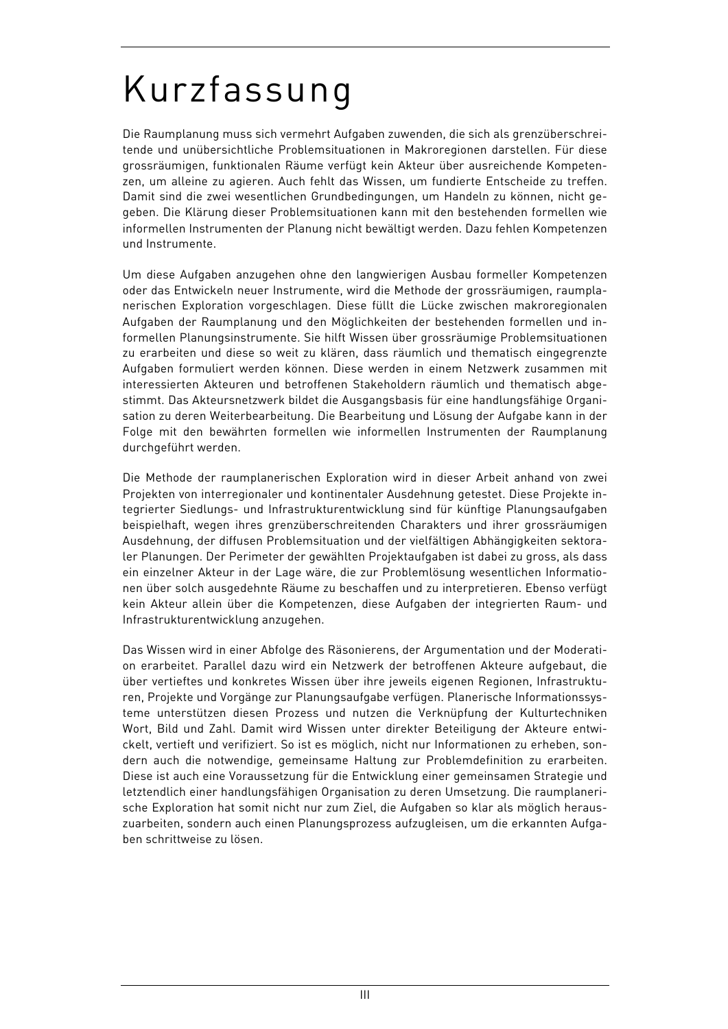# Kurzfassung

Die Raumplanung muss sich vermehrt Aufgaben zuwenden, die sich als grenzüberschreitende und unübersichtliche Problemsituationen in Makroregionen darstellen. Für diese grossräumigen, funktionalen Räume verfügt kein Akteur über ausreichende Kompetenzen, um alleine zu agieren. Auch fehlt das Wissen, um fundierte Entscheide zu treffen. Damit sind die zwei wesentlichen Grundbedingungen, um Handeln zu können, nicht gegeben. Die Klärung dieser Problemsituationen kann mit den bestehenden formellen wie informellen Instrumenten der Planung nicht bewältigt werden. Dazu fehlen Kompetenzen und Instrumente.

Um diese Aufgaben anzugehen ohne den langwierigen Ausbau formeller Kompetenzen oder das Entwickeln neuer Instrumente, wird die Methode der grossräumigen, raumplanerischen Exploration vorgeschlagen. Diese füllt die Lücke zwischen makroregionalen Aufgaben der Raumplanung und den Möglichkeiten der bestehenden formellen und informellen Planungsinstrumente. Sie hilft Wissen über grossräumige Problemsituationen zu erarbeiten und diese so weit zu klären, dass räumlich und thematisch eingegrenzte Aufgaben formuliert werden können. Diese werden in einem Netzwerk zusammen mit interessierten Akteuren und betroffenen Stakeholdern räumlich und thematisch abgestimmt. Das Akteursnetzwerk bildet die Ausgangsbasis für eine handlungsfähige Organisation zu deren Weiterbearbeitung. Die Bearbeitung und Lösung der Aufgabe kann in der Folge mit den bewährten formellen wie informellen Instrumenten der Raumplanung durchgeführt werden.

Die Methode der raumplanerischen Exploration wird in dieser Arbeit anhand von zwei Projekten von interregionaler und kontinentaler Ausdehnung getestet. Diese Projekte integrierter Siedlungs- und Infrastrukturentwicklung sind für künftige Planungsaufgaben beispielhaft, wegen ihres grenzüberschreitenden Charakters und ihrer grossräumigen Ausdehnung, der diffusen Problemsituation und der vielfältigen Abhängigkeiten sektoraler Planungen. Der Perimeter der gewählten Projektaufgaben ist dabei zu gross, als dass ein einzelner Akteur in der Lage wäre, die zur Problemlösung wesentlichen Informationen über solch ausgedehnte Räume zu beschaffen und zu interpretieren. Ebenso verfügt kein Akteur allein über die Kompetenzen, diese Aufgaben der integrierten Raum- und Infrastrukturentwicklung anzugehen.

Das Wissen wird in einer Abfolge des Räsonierens, der Argumentation und der Moderation erarbeitet. Parallel dazu wird ein Netzwerk der betroffenen Akteure aufgebaut, die über vertieftes und konkretes Wissen über ihre jeweils eigenen Regionen, Infrastrukturen, Projekte und Vorgänge zur Planungsaufgabe verfügen. Planerische Informationssysteme unterstützen diesen Prozess und nutzen die Verknüpfung der Kulturtechniken Wort, Bild und Zahl. Damit wird Wissen unter direkter Beteiligung der Akteure entwickelt, vertieft und verifiziert. So ist es möglich, nicht nur Informationen zu erheben, sondern auch die notwendige, gemeinsame Haltung zur Problemdefinition zu erarbeiten. Diese ist auch eine Voraussetzung für die Entwicklung einer gemeinsamen Strategie und letztendlich einer handlungsfähigen Organisation zu deren Umsetzung. Die raumplanerische Exploration hat somit nicht nur zum Ziel, die Aufgaben so klar als möglich herauszuarbeiten, sondern auch einen Planungsprozess aufzugleisen, um die erkannten Aufgaben schrittweise zu lösen.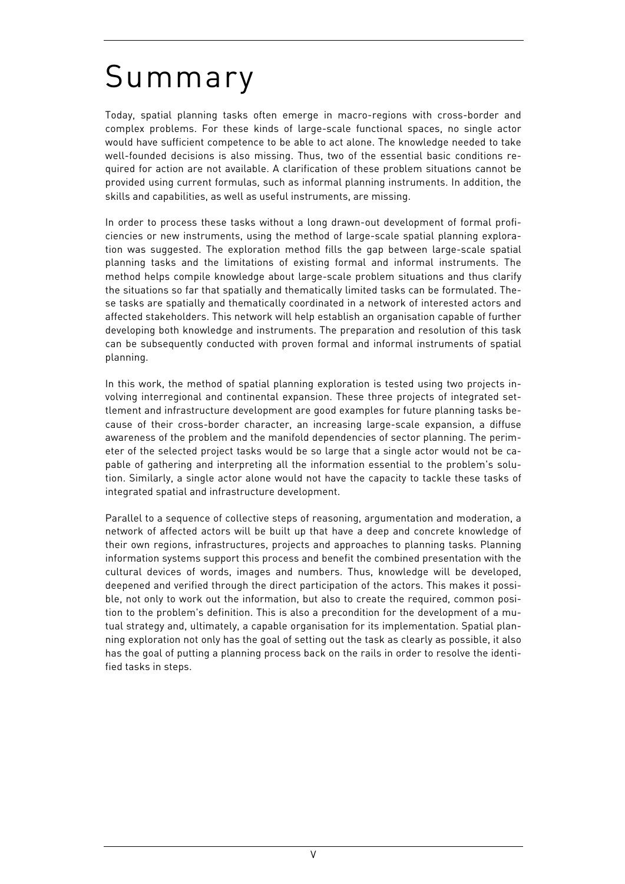# Summary

Today, spatial planning tasks often emerge in macro-regions with cross-border and complex problems. For these kinds of large-scale functional spaces, no single actor would have sufficient competence to be able to act alone. The knowledge needed to take well-founded decisions is also missing. Thus, two of the essential basic conditions required for action are not available. A clarification of these problem situations cannot be provided using current formulas, such as informal planning instruments. In addition, the skills and capabilities, as well as useful instruments, are missing.

In order to process these tasks without a long drawn-out development of formal proficiencies or new instruments, using the method of large-scale spatial planning exploration was suggested. The exploration method fills the gap between large-scale spatial planning tasks and the limitations of existing formal and informal instruments. The method helps compile knowledge about large-scale problem situations and thus clarify the situations so far that spatially and thematically limited tasks can be formulated. These tasks are spatially and thematically coordinated in a network of interested actors and affected stakeholders. This network will help establish an organisation capable of further developing both knowledge and instruments. The preparation and resolution of this task can be subsequently conducted with proven formal and informal instruments of spatial planning.

In this work, the method of spatial planning exploration is tested using two projects involving interregional and continental expansion. These three projects of integrated settlement and infrastructure development are good examples for future planning tasks because of their cross-border character, an increasing large-scale expansion, a diffuse awareness of the problem and the manifold dependencies of sector planning. The perimeter of the selected project tasks would be so large that a single actor would not be capable of gathering and interpreting all the information essential to the problem's solution. Similarly, a single actor alone would not have the capacity to tackle these tasks of integrated spatial and infrastructure development.

Parallel to a sequence of collective steps of reasoning, argumentation and moderation, a network of affected actors will be built up that have a deep and concrete knowledge of their own regions, infrastructures, projects and approaches to planning tasks. Planning information systems support this process and benefit the combined presentation with the cultural devices of words, images and numbers. Thus, knowledge will be developed, deepened and verified through the direct participation of the actors. This makes it possible, not only to work out the information, but also to create the required, common position to the problem's definition. This is also a precondition for the development of a mutual strategy and, ultimately, a capable organisation for its implementation. Spatial planning exploration not only has the goal of setting out the task as clearly as possible, it also has the goal of putting a planning process back on the rails in order to resolve the identified tasks in steps.